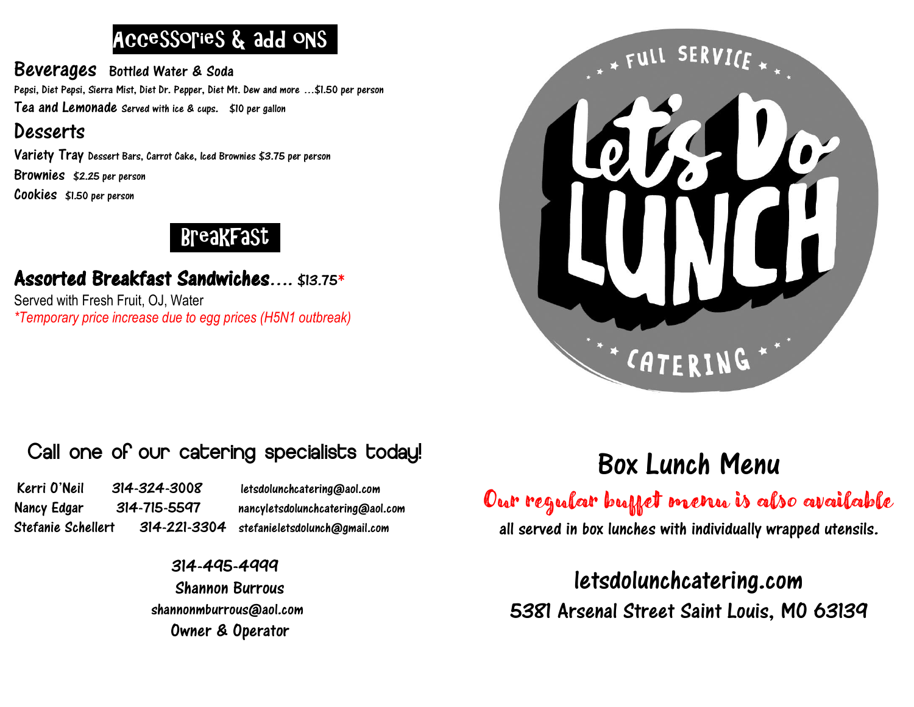## Accessories & add ons

### Beverages

**Bottled Water & Soda**

Pepsi, Diet Pepsi, Sierra Mist, Diet Dr. Pepper, Diet Mt. Dew and more …$1.50 per person

**Tea and Lemonade** Served with ice & cups. $10 per gallon

### Desserts

**Variety Tray** Dessert Bars, Carrot Cake, Iced Brownies $3.75 per person

**Brownies** $2.25 per person

**Cookies** $1.50 per person

## Breakfast

**Assorted Breakfast Sandwiches…. $13.75***

Served with Fresh Fruit, OJ, Water

*\*Temporary price increase due to egg prices (H5N1 outbreak)*

FULL SERVICE

Let's Do LUNCH

CATERING

## Call one of our catering specialists today!

| | | |
|---|---|---|
| Kerri O'Neil | 314-324-3008 | letsdolunchcatering@aol.com |
| Nancy Edgar | 314-715-5597 | nancyletsdolunchcatering@aol.com |
| Stefanie Schellert | 314-221-3304 | stefanieletsdolunch@gmail.com |

314-495-4999
Shannon Burrous
shannonmburrous@aol.com
Owner & Operator

# Box Lunch Menu

Our regular buffet menu is also available

all served in box lunches with individually wrapped utensils.

letsdolunchcatering.com

5381 Arsenal Street Saint Louis, MO 63139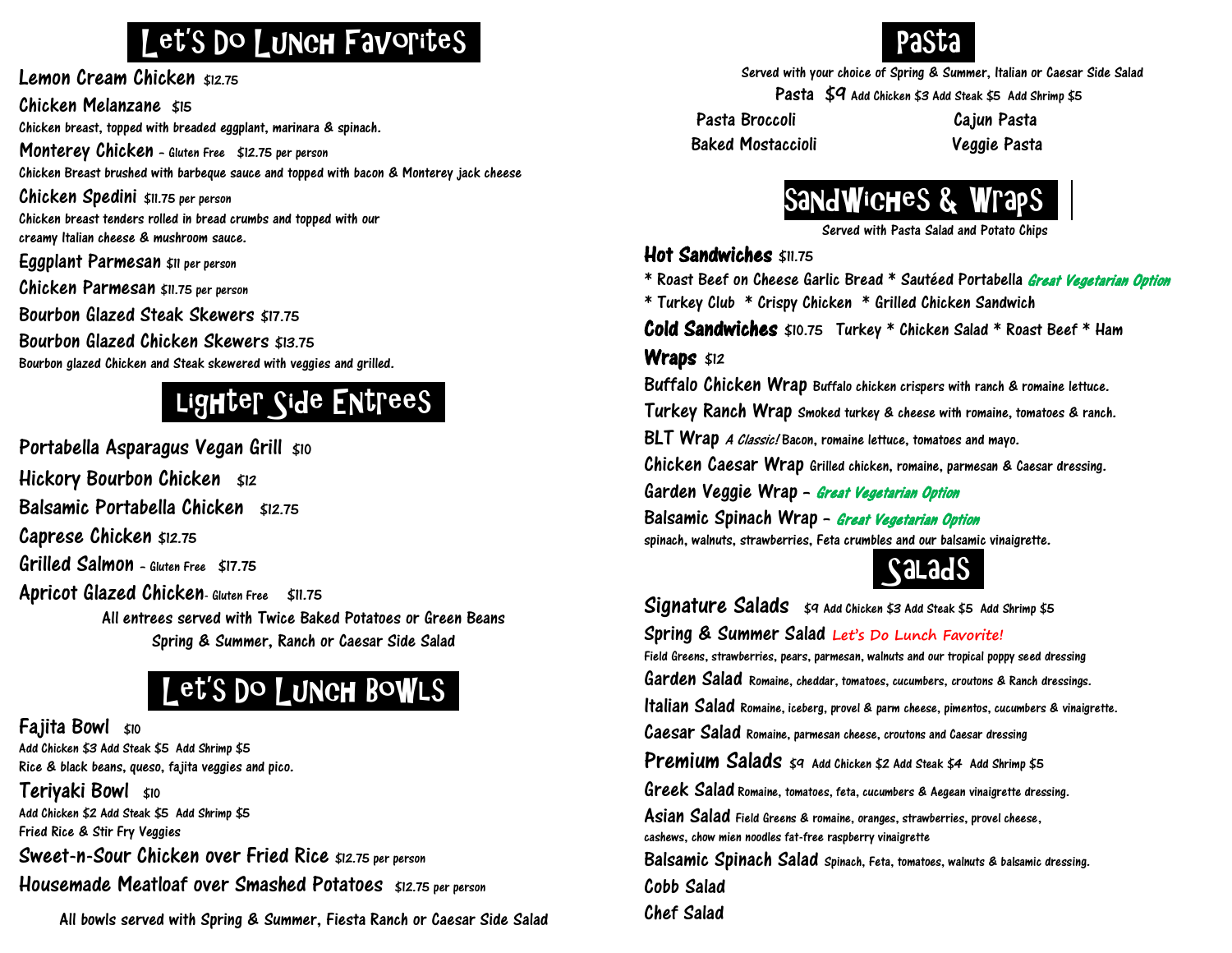# Let's Do Lunch Favorites

**Lemon Cream Chicken** $12.75

**Chicken Melanzane** $15
Chicken breast, topped with breaded eggplant, marinara & spinach.

**Monterey Chicken** - Gluten Free $12.75 per person
Chicken Breast brushed with barbeque sauce and topped with bacon & Monterey jack cheese

**Chicken Spedini** $11.75 per person
Chicken breast tenders rolled in bread crumbs and topped with our creamy Italian cheese & mushroom sauce.

**Eggplant Parmesan** $11 per person

**Chicken Parmesan** $11.75 per person

**Bourbon Glazed Steak Skewers** $17.75

**Bourbon Glazed Chicken Skewers** $13.75
Bourbon glazed Chicken and Steak skewered with veggies and grilled.

# Lighter Side Entrees

**Portabella Asparagus Vegan Grill** $10

**Hickory Bourbon Chicken** $12

**Balsamic Portabella Chicken** $12.75

**Caprese Chicken** $12.75

**Grilled Salmon** - Gluten Free $17.75

**Apricot Glazed Chicken**- Gluten Free $11.75

All entrees served with Twice Baked Potatoes or Green Beans
Spring & Summer, Ranch or Caesar Side Salad

# Let's Do Lunch Bowls

**Fajita Bowl** $10
Add Chicken $3 Add Steak $5 Add Shrimp $5
Rice & black beans, queso, fajita veggies and pico.

**Teriyaki Bowl** $10
Add Chicken $2 Add Steak $5 Add Shrimp $5
Fried Rice & Stir Fry Veggies

**Sweet-n-Sour Chicken over Fried Rice** $12.75 per person

**Housemade Meatloaf over Smashed Potatoes** $12.75 per person

All bowls served with Spring & Summer, Fiesta Ranch or Caesar Side Salad

# Pasta

Served with your choice of Spring & Summer, Italian or Caesar Side Salad

**Pasta $9** Add Chicken $3 Add Steak $5 Add Shrimp $5

- Pasta Broccoli
- Cajun Pasta
- Baked Mostaccioli
- Veggie Pasta

# Sandwiches & Wraps

Served with Pasta Salad and Potato Chips

**Hot Sandwiches** $11.75
* Roast Beef on Cheese Garlic Bread * Sautéed Portabella *Great Vegetarian Option*
* Turkey Club * Crispy Chicken * Grilled Chicken Sandwich

**Cold Sandwiches** $10.75 Turkey * Chicken Salad * Roast Beef * Ham

**Wraps** $12

**Buffalo Chicken Wrap** Buffalo chicken crispers with ranch & romaine lettuce.

**Turkey Ranch Wrap** Smoked turkey & cheese with romaine, tomatoes & ranch.

**BLT Wrap** *A Classic!* Bacon, romaine lettuce, tomatoes and mayo.

**Chicken Caesar Wrap** Grilled chicken, romaine, parmesan & Caesar dressing.

**Garden Veggie Wrap** - *Great Vegetarian Option*

**Balsamic Spinach Wrap** - *Great Vegetarian Option*
spinach, walnuts, strawberries, Feta crumbles and our balsamic vinaigrette.

# Salads

**Signature Salads** $9 Add Chicken $3 Add Steak $5 Add Shrimp $5

**Spring & Summer Salad** Let's Do Lunch Favorite!
Field Greens, strawberries, pears, parmesan, walnuts and our tropical poppy seed dressing

**Garden Salad** Romaine, cheddar, tomatoes, cucumbers, croutons & Ranch dressings.

**Italian Salad** Romaine, iceberg, provel & parm cheese, pimentos, cucumbers & vinaigrette.

**Caesar Salad** Romaine, parmesan cheese, croutons and Caesar dressing

**Premium Salads** $9 Add Chicken $2 Add Steak $4 Add Shrimp $5

**Greek Salad** Romaine, tomatoes, feta, cucumbers & Aegean vinaigrette dressing.

**Asian Salad** Field Greens & romaine, oranges, strawberries, provel cheese, cashews, chow mien noodles fat-free raspberry vinaigrette

**Balsamic Spinach Salad** Spinach, Feta, tomatoes, walnuts & balsamic dressing.

**Cobb Salad**

**Chef Salad**